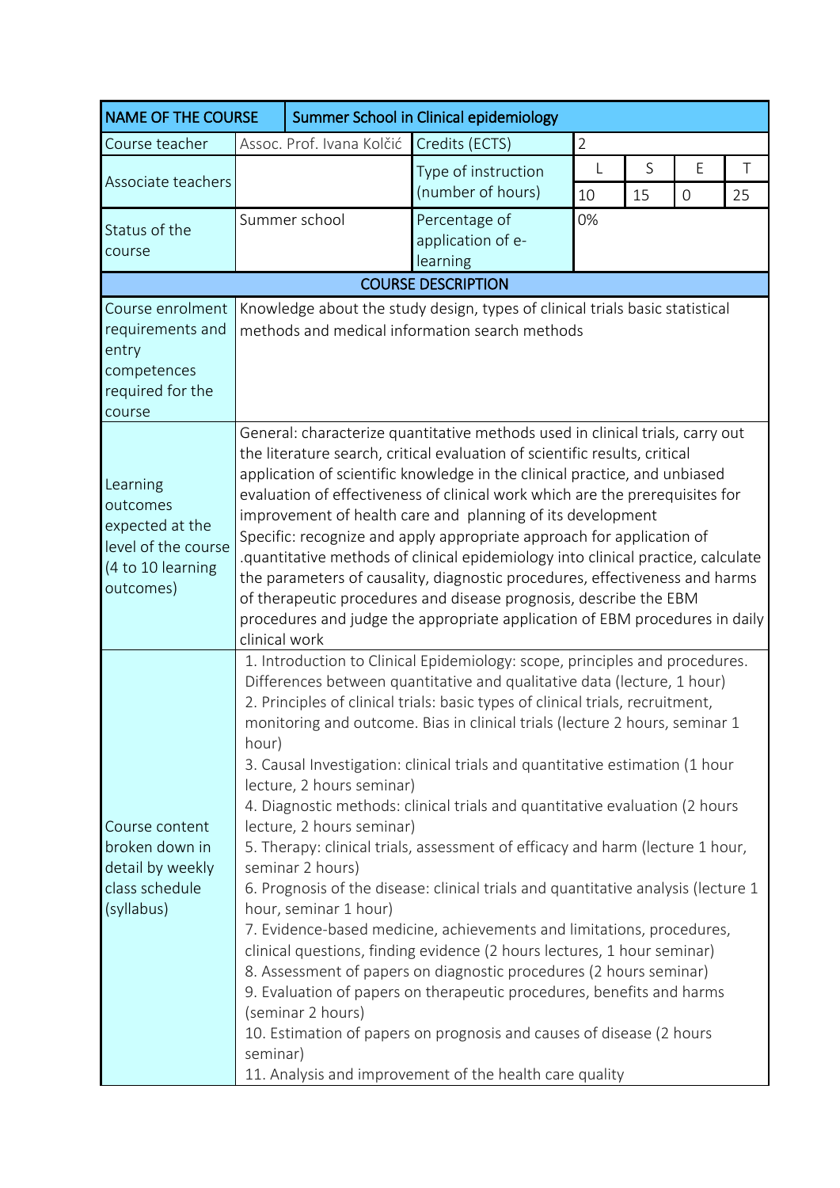| NAME OF THE COURSE | Summer School in Clinical epidemiology | | | | | |
|---|---|---|---|---|---|---|
| Course teacher | Assoc. Prof. Ivana Kolčić | Credits (ECTS) | 2 | | | |
| Associate teachers | | Type of instruction (number of hours) | L | S | E | T |
| | | | 10 | 15 | 0 | 25 |
| Status of the course | Summer school | Percentage of application of e-learning | 0% | | | |
| COURSE DESCRIPTION | | | | | | |
| Course enrolment requirements and entry competences required for the course | Knowledge about the study design, types of clinical trials basic statistical methods and medical information search methods | | | | | |
| Learning outcomes expected at the level of the course (4 to 10 learning outcomes) | General: characterize quantitative methods used in clinical trials, carry out the literature search, critical evaluation of scientific results, critical application of scientific knowledge in the clinical practice, and unbiased evaluation of effectiveness of clinical work which are the prerequisites for improvement of health care and planning of its development<br>Specific: recognize and apply appropriate approach for application of .quantitative methods of clinical epidemiology into clinical practice, calculate the parameters of causality, diagnostic procedures, effectiveness and harms of therapeutic procedures and disease prognosis, describe the EBM procedures and judge the appropriate application of EBM procedures in daily clinical work | | | | | |
| Course content broken down in detail by weekly class schedule (syllabus) | 1. Introduction to Clinical Epidemiology: scope, principles and procedures. Differences between quantitative and qualitative data (lecture, 1 hour)<br>2. Principles of clinical trials: basic types of clinical trials, recruitment, monitoring and outcome. Bias in clinical trials (lecture 2 hours, seminar 1 hour)<br>3. Causal Investigation: clinical trials and quantitative estimation (1 hour lecture, 2 hours seminar)<br>4. Diagnostic methods: clinical trials and quantitative evaluation (2 hours lecture, 2 hours seminar)<br>5. Therapy: clinical trials, assessment of efficacy and harm (lecture 1 hour, seminar 2 hours)<br>6. Prognosis of the disease: clinical trials and quantitative analysis (lecture 1 hour, seminar 1 hour)<br>7. Evidence-based medicine, achievements and limitations, procedures, clinical questions, finding evidence (2 hours lectures, 1 hour seminar)<br>8. Assessment of papers on diagnostic procedures (2 hours seminar)<br>9. Evaluation of papers on therapeutic procedures, benefits and harms (seminar 2 hours)<br>10. Estimation of papers on prognosis and causes of disease (2 hours seminar)<br>11. Analysis and improvement of the health care quality | | | | | |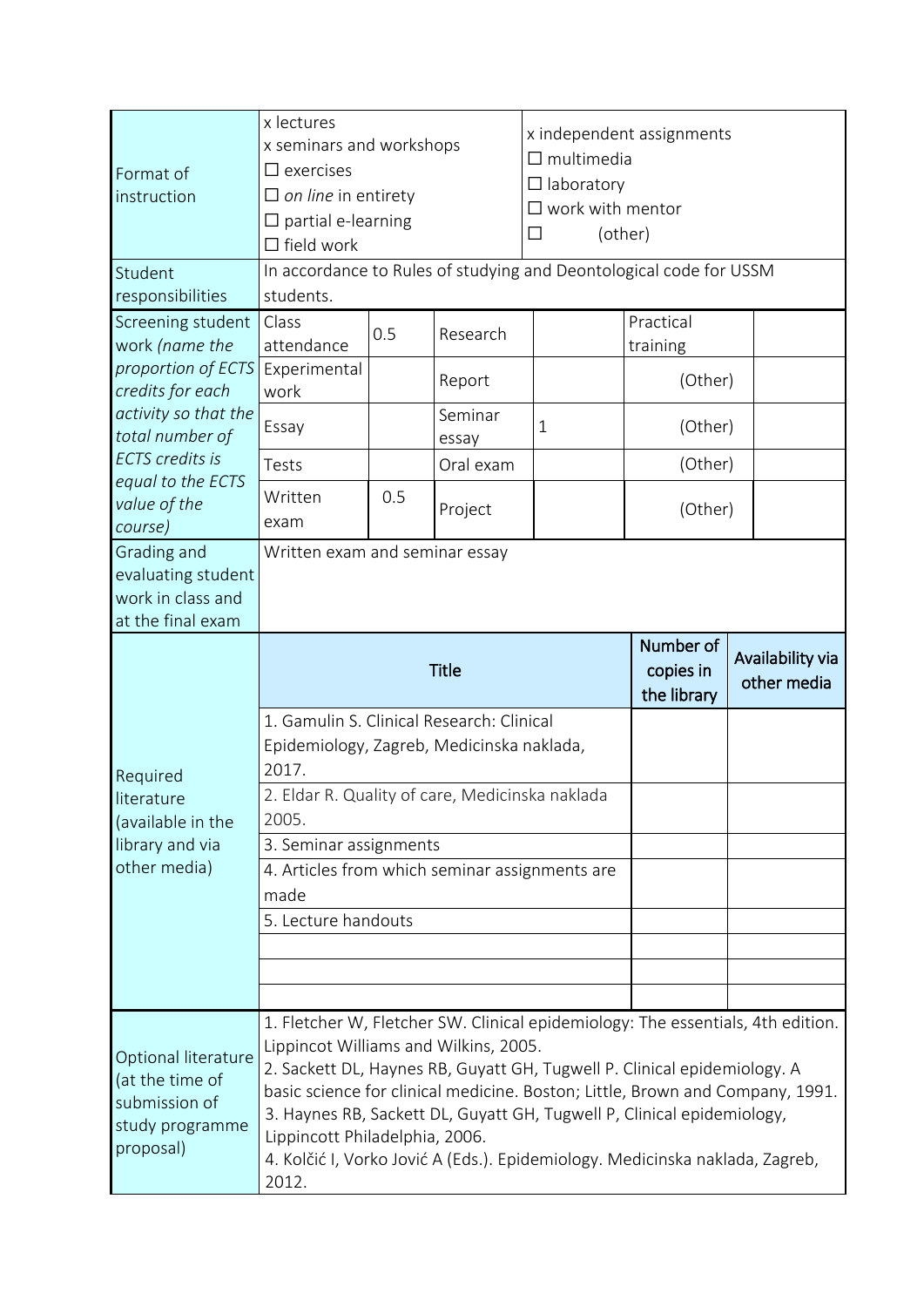| Format of instruction | x lectures<br>x seminars and workshops<br>☐ exercises<br>☐ *on line* in entirety<br>☐ partial e-learning<br>☐ field work | | | x independent assignments<br>☐ multimedia<br>☐ laboratory<br>☐ work with mentor<br>☐ (other) | |
|---|---|---|---|---|---|
| Student responsibilities | In accordance to Rules of studying and Deontological code for USSM students. | | | | |

| Screening student work *(name the proportion of ECTS credits for each activity so that the total number of ECTS credits is equal to the ECTS value of the course)* | | | | | | |
|---|---|---|---|---|---|---|
| | Class attendance | 0.5 | Research | | Practical training | |
| | Experimental work | | Report | | (Other) | |
| | Essay | | Seminar essay | 1 | (Other) | |
| | Tests | | Oral exam | | (Other) | |
| | Written exam | 0.5 | Project | | (Other) | |

| Grading and evaluating student work in class and at the final exam | Written exam and seminar essay |
|---|---|

| Required literature (available in the library and via other media) | Title | Number of copies in the library | Availability via other media |
|---|---|---|---|
| | 1. Gamulin S. Clinical Research: Clinical Epidemiology, Zagreb, Medicinska naklada, 2017. | | |
| | 2. Eldar R. Quality of care, Medicinska naklada 2005. | | |
| | 3. Seminar assignments | | |
| | 4. Articles from which seminar assignments are made | | |
| | 5. Lecture handouts | | |
| | | | |
| | | | |
| | | | |

| Optional literature (at the time of submission of study programme proposal) | 1. Fletcher W, Fletcher SW. Clinical epidemiology: The essentials, 4th edition. Lippincot Williams and Wilkins, 2005.<br>2. Sackett DL, Haynes RB, Guyatt GH, Tugwell P. Clinical epidemiology. A basic science for clinical medicine. Boston; Little, Brown and Company, 1991.<br>3. Haynes RB, Sackett DL, Guyatt GH, Tugwell P, Clinical epidemiology, Lippincott Philadelphia, 2006.<br>4. Kolčić I, Vorko Jović A (Eds.). Epidemiology. Medicinska naklada, Zagreb, 2012. |
|---|---|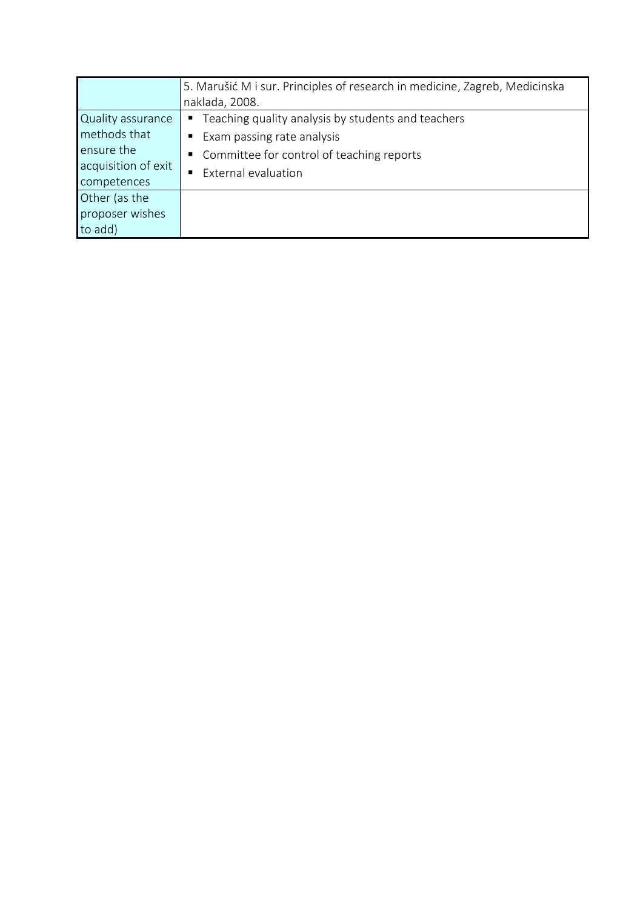| | |
|---|---|
| | 5. Marušić M i sur. Principles of research in medicine, Zagreb, Medicinska naklada, 2008. |
| Quality assurance methods that ensure the acquisition of exit competences | ▪ Teaching quality analysis by students and teachers<br>▪ Exam passing rate analysis<br>▪ Committee for control of teaching reports<br>▪ External evaluation |
| Other (as the proposer wishes to add) | |